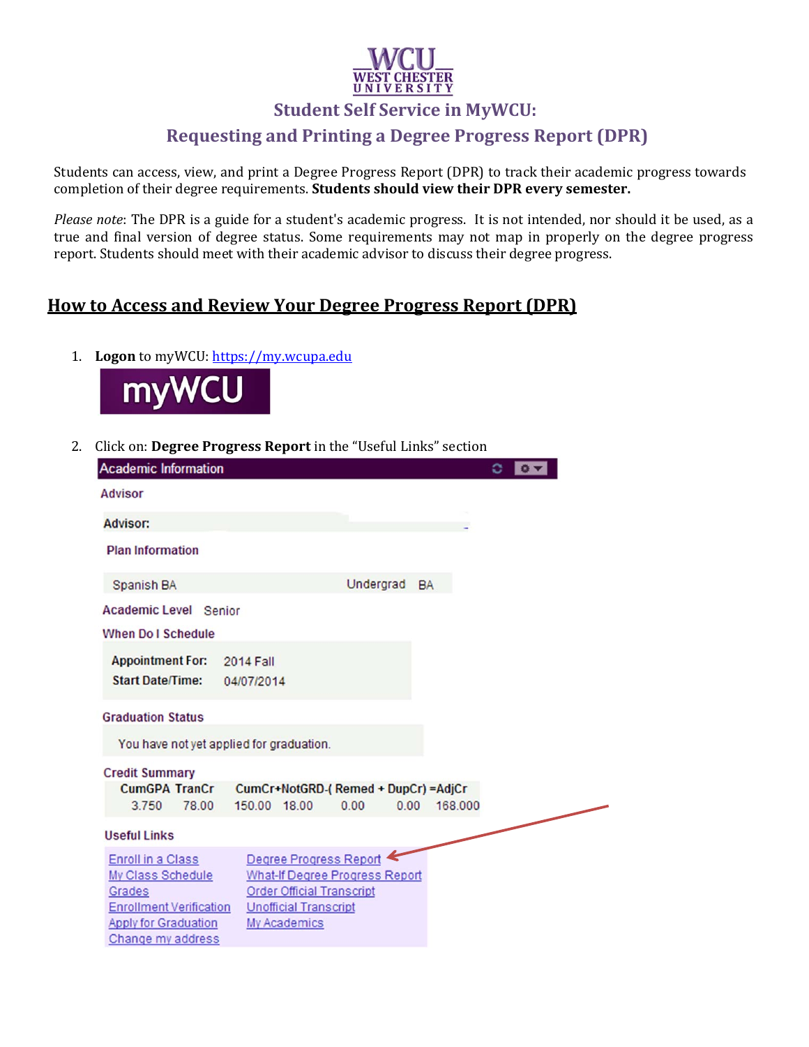# Student Self Service in MyWCU:

## Requesting and Printing a Degree Progress Report (DPR)

Students can access, view, and print a Degree Progress Report (DPR) to track their academic progress towards completion of their degree requirements. **Students should view their DPR every semester.**

*Please note*: The DPR is a guide for a student's academic progress. It is not intended, nor should it be used, as a true and final version of degree status. Some requirements may not map in properly on the degree progress report. Students should meet with their academic advisor to discuss their degree progress.

## How to Access and Review Your Degree Progress Report (DPR)

1. **Logon** to myWCU: https://my.wcupa.edu

2. Click on: **Degree Progress Report** in the "Useful Links" section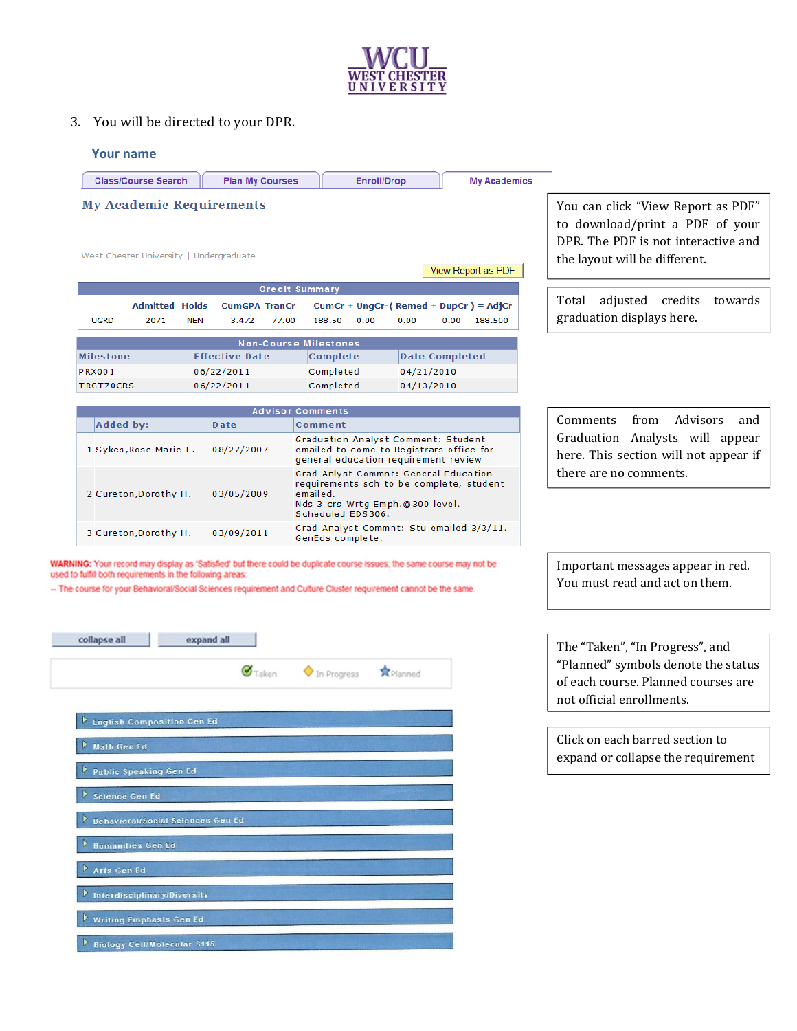3. You will be directed to your DPR.

**Your name**

Class/Course Search | Plan My Courses | Enroll/Drop | My Academics

## My Academic Requirements

West Chester University | Undergraduate

View Report as PDF

> You can click "View Report as PDF" to download/print a PDF of your DPR. The PDF is not interactive and the layout will be different.

**Credit Summary**

| | Admitted | Holds | CumGPA | TranCr | CumCr | + UngCr | - ( Remed | + DupCr ) | = AdjCr |
|---|---|---|---|---|---|---|---|---|---|
| UGRD | 2071 | NEN | 3.472 | 77.00 | 188.50 | 0.00 | 0.00 | 0.00 | 188.500 |

> Total adjusted credits towards graduation displays here.

**Non-Course Milestones**

| Milestone | Effective Date | Complete | Date Completed |
|---|---|---|---|
| PRX001 | 06/22/2011 | Completed | 04/21/2010 |
| TRGT70CRS | 06/22/2011 | Completed | 04/13/2010 |

**Advisor Comments**

| | Added by: | Date | Comment |
|---|---|---|---|
| 1 | Sykes,Rose Marie E. | 08/27/2007 | Graduation Analyst Comment: Student emailed to come to Registrars office for general education requirement review |
| 2 | Cureton,Dorothy H. | 03/05/2009 | Grad Anlyst Commnt: General Education requirements sch to be complete, student emailed. Nds 3 crs Wrtg Emph.@300 level. Scheduled EDS306. |
| 3 | Cureton,Dorothy H. | 03/09/2011 | Grad Analyst Commnt: Stu emailed 3/3/11. GenEds complete. |

> Comments from Advisors and Graduation Analysts will appear here. This section will not appear if there are no comments.

**WARNING:** Your record may display as 'Satisfied' but there could be duplicate course issues; the same course may not be used to fulfill both requirements in the following areas:
-- The course for your Behavioral/Social Sciences requirement and Culture Cluster requirement cannot be the same.

> Important messages appear in red. You must read and act on them.

collapse all | expand all

Taken | In Progress | Planned

> The "Taken", "In Progress", and "Planned" symbols denote the status of each course. Planned courses are not official enrollments.

- English Composition Gen Ed
- Math Gen Ed
- Public Speaking Gen Ed
- Science Gen Ed
- Behavioral/Social Sciences Gen Ed
- Humanities Gen Ed
- Arts Gen Ed
- Interdisciplinary/Diversity
- Writing Emphasis Gen Ed
- Biology Cell/Molecular S115

> Click on each barred section to expand or collapse the requirement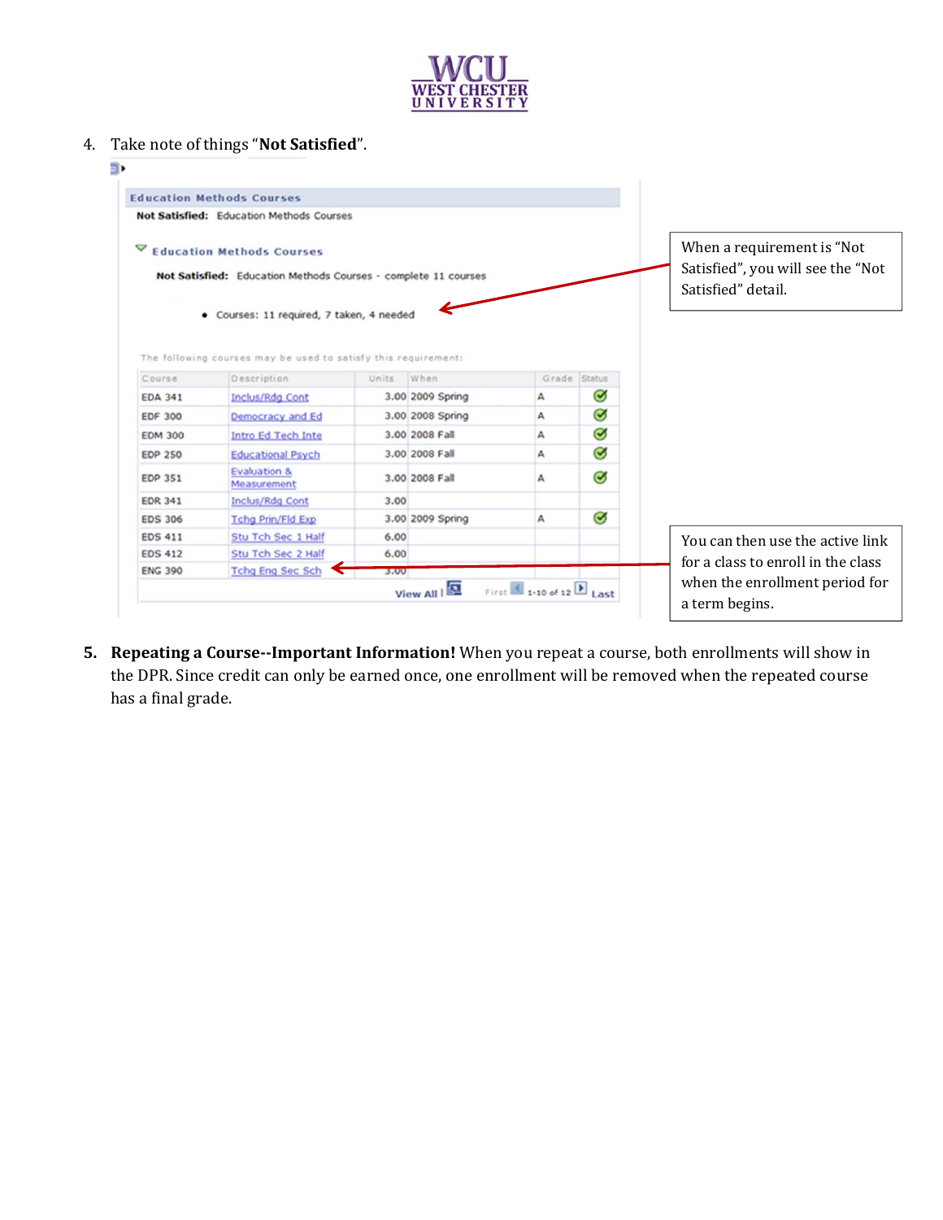4. Take note of things "**Not Satisfied**".

**Education Methods Courses**

**Not Satisfied:** Education Methods Courses

**Education Methods Courses**

**Not Satisfied:** Education Methods Courses - complete 11 courses

- Courses: 11 required, 7 taken, 4 needed

The following courses may be used to satisfy this requirement:

| Course | Description | Units | When | Grade | Status |
|---|---|---|---|---|---|
| EDA 341 | Inclus/Rdg Cont | 3.00 | 2009 Spring | A | ✓ |
| EDF 300 | Democracy and Ed | 3.00 | 2008 Spring | A | ✓ |
| EDM 300 | Intro Ed Tech Inte | 3.00 | 2008 Fall | A | ✓ |
| EDP 250 | Educational Psych | 3.00 | 2008 Fall | A | ✓ |
| EDP 351 | Evaluation & Measurement | 3.00 | 2008 Fall | A | ✓ |
| EDR 341 | Inclus/Rdg Cont | 3.00 | | | |
| EDS 306 | Tchg Prin/Fld Exp | 3.00 | 2009 Spring | A | ✓ |
| EDS 411 | Stu Tch Sec 1 Half | 6.00 | | | |
| EDS 412 | Stu Tch Sec 2 Half | 6.00 | | | |
| ENG 390 | Tchg Eng Sec Sch | 3.00 | | | |

View All | First 1-10 of 12 Last

When a requirement is "Not Satisfied", you will see the "Not Satisfied" detail.

You can then use the active link for a class to enroll in the class when the enrollment period for a term begins.

5. **Repeating a Course--Important Information!** When you repeat a course, both enrollments will show in the DPR. Since credit can only be earned once, one enrollment will be removed when the repeated course has a final grade.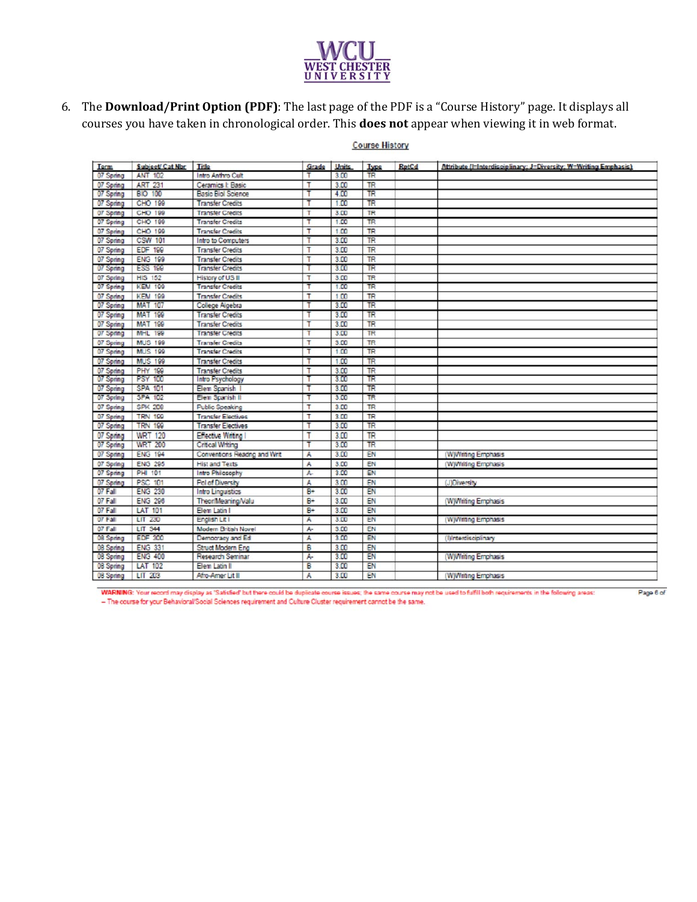6. The **Download/Print Option (PDF)**: The last page of the PDF is a "Course History" page. It displays all courses you have taken in chronological order. This **does not** appear when viewing it in web format.

Course History

| Term | Subject/ Cat Nbr | Title | Grade | Units | Type | RptCd | Attribute (I=Interdisciplinary; J=Diversity; W=Writing Emphasis) |
|---|---|---|---|---|---|---|---|
| 07 Spring | ANT 102 | Intro Anthro Cult | T | 3.00 | TR | | |
| 07 Spring | ART 231 | Ceramics I: Basic | T | 3.00 | TR | | |
| 07 Spring | BIO 100 | Basic Biol Science | T | 4.00 | TR | | |
| 07 Spring | CHO 199 | Transfer Credits | T | 1.00 | TR | | |
| 07 Spring | CHO 199 | Transfer Credits | T | 3.00 | TR | | |
| 07 Spring | CHO 199 | Transfer Credits | T | 1.00 | TR | | |
| 07 Spring | CHO 199 | Transfer Credits | T | 1.00 | TR | | |
| 07 Spring | CSW 101 | Intro to Computers | T | 3.00 | TR | | |
| 07 Spring | EDF 199 | Transfer Credits | T | 3.00 | TR | | |
| 07 Spring | ENG 199 | Transfer Credits | T | 3.00 | TR | | |
| 07 Spring | ESS 199 | Transfer Credits | T | 3.00 | TR | | |
| 07 Spring | HIS 152 | History of US II | T | 3.00 | TR | | |
| 07 Spring | KEM 100 | Transfer Credits | T | 1.00 | TR | | |
| 07 Spring | KEM 199 | Transfer Credits | T | 1.00 | TR | | |
| 07 Spring | MAT 107 | College Algebra | T | 3.00 | TR | | |
| 07 Spring | MAT 199 | Transfer Credits | T | 3.00 | TR | | |
| 07 Spring | MAT 199 | Transfer Credits | T | 3.00 | TR | | |
| 07 Spring | MHL 199 | Transfer Credits | T | 3.00 | TR | | |
| 07 Spring | MUS 199 | Transfer Credits | T | 3.00 | TR | | |
| 07 Spring | MUS 199 | Transfer Credits | T | 1.00 | TR | | |
| 07 Spring | MUS 199 | Transfer Credits | T | 1.00 | TR | | |
| 07 Spring | PHY 199 | Transfer Credits | T | 3.00 | TR | | |
| 07 Spring | PSY 100 | Intro Psychology | T | 3.00 | TR | | |
| 07 Spring | SPA 101 | Elem Spanish I | T | 3.00 | TR | | |
| 07 Spring | SPA 102 | Elem Spanish II | T | 3.00 | TR | | |
| 07 Spring | SPK 208 | Public Speaking | T | 3.00 | TR | | |
| 07 Spring | TRN 199 | Transfer Electives | T | 3.00 | TR | | |
| 07 Spring | TRN 199 | Transfer Electives | T | 3.00 | TR | | |
| 07 Spring | WRT 120 | Effective Writing I | T | 3.00 | TR | | |
| 07 Spring | WRT 200 | Critical Writing | T | 3.00 | TR | | |
| 07 Spring | ENG 194 | Conventions Readng and Writ | A | 3.00 | EN | | (W)Writing Emphasis |
| 07 Spring | ENG 295 | Hist and Texts | A | 3.00 | EN | | (W)Writing Emphasis |
| 07 Spring | PHI 101 | Intro Philosophy | A- | 3.00 | EN | | |
| 07 Spring | PSC 101 | Pol of Diversity | A | 3.00 | EN | | (J)Diversity |
| 07 Fall | ENG 230 | Intro Linguistics | B+ | 3.00 | EN | | |
| 07 Fall | ENG 296 | Theor/Meaning/Valu | B+ | 3.00 | EN | | (W)Writing Emphasis |
| 07 Fall | LAT 101 | Elem Latin I | B+ | 3.00 | EN | | |
| 07 Fall | LIT 230 | English Lit I | A | 3.00 | EN | | (W)Writing Emphasis |
| 07 Fall | LIT 344 | Modern British Novel | A- | 3.00 | EN | | |
| 08 Spring | EDF 300 | Democracy and Ed | A | 3.00 | EN | | (I)Interdisciplinary |
| 08 Spring | ENG 331 | Struct Modern Eng | B | 3.00 | EN | | |
| 08 Spring | ENG 400 | Research Seminar | A- | 3.00 | EN | | (W)Writing Emphasis |
| 08 Spring | LAT 102 | Elem Latin II | B | 3.00 | EN | | |
| 08 Spring | LIT 203 | Afro-Amer Lit II | A | 3.00 | EN | | (W)Writing Emphasis |

WARNING: Your record may display as 'Satisfied' but there could be duplicate course issues; the same course may not be used to fulfill both requirements in the following areas:
– The course for your Behavioral/Social Sciences requirement and Culture Cluster requirement cannot be the same.